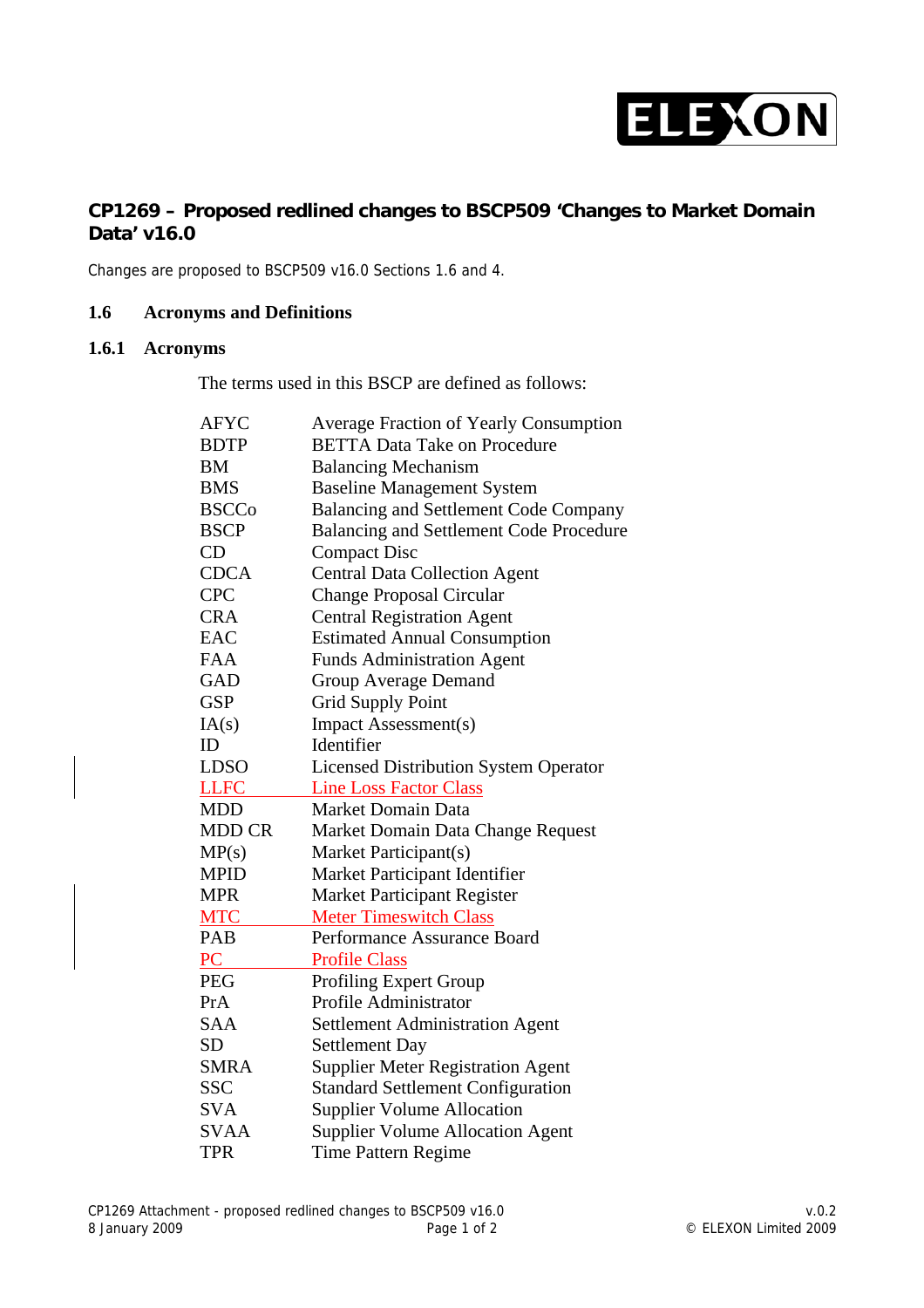# CP1269 – Proposed redlined changes to BSCP509 'Changes to Market Domain Data' v16.0

Changes are proposed to BSCP509 v16.0 Sections 1.6 and 4.

## 1.6 Acronyms and Definitions

### 1.6.1 Acronyms

The terms used in this BSCP are defined as follows:

| | |
|---|---|
| AFYC | Average Fraction of Yearly Consumption |
| BDTP | BETTA Data Take on Procedure |
| BM | Balancing Mechanism |
| BMS | Baseline Management System |
| BSCCo | Balancing and Settlement Code Company |
| BSCP | Balancing and Settlement Code Procedure |
| CD | Compact Disc |
| CDCA | Central Data Collection Agent |
| CPC | Change Proposal Circular |
| CRA | Central Registration Agent |
| EAC | Estimated Annual Consumption |
| FAA | Funds Administration Agent |
| GAD | Group Average Demand |
| GSP | Grid Supply Point |
| IA(s) | Impact Assessment(s) |
| ID | Identifier |
| LDSO | Licensed Distribution System Operator |
| LLFC | Line Loss Factor Class |
| MDD | Market Domain Data |
| MDD CR | Market Domain Data Change Request |
| MP(s) | Market Participant(s) |
| MPID | Market Participant Identifier |
| MPR | Market Participant Register |
| MTC | Meter Timeswitch Class |
| PAB | Performance Assurance Board |
| PC | Profile Class |
| PEG | Profiling Expert Group |
| PrA | Profile Administrator |
| SAA | Settlement Administration Agent |
| SD | Settlement Day |
| SMRA | Supplier Meter Registration Agent |
| SSC | Standard Settlement Configuration |
| SVA | Supplier Volume Allocation |
| SVAA | Supplier Volume Allocation Agent |
| TPR | Time Pattern Regime |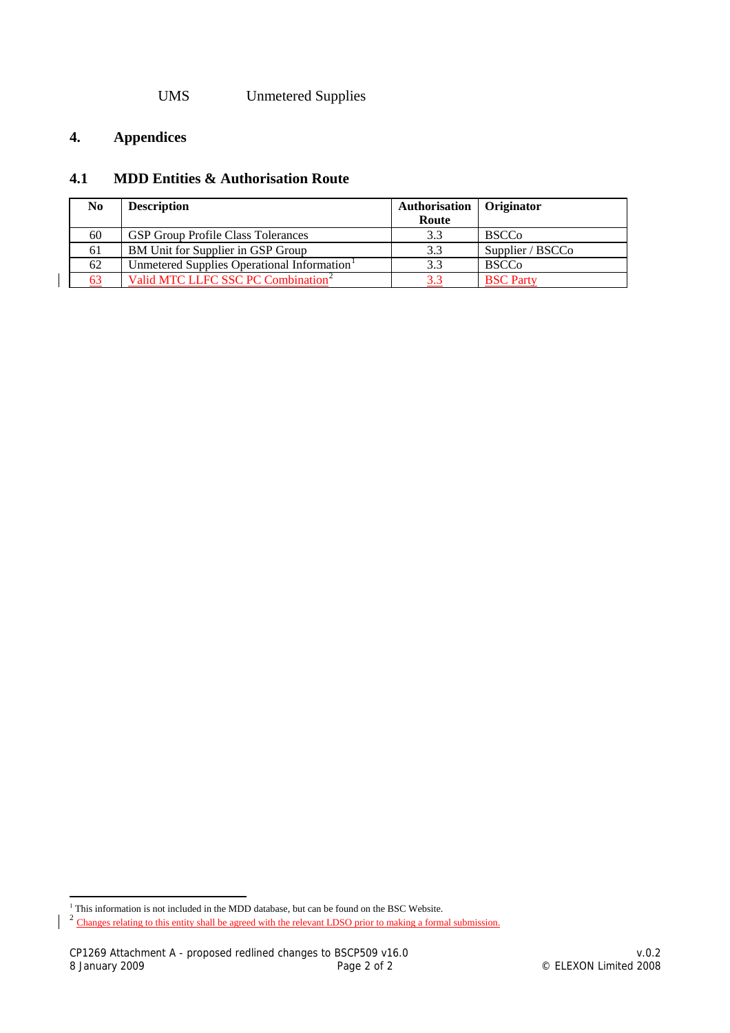UMS Unmetered Supplies

## 4. Appendices

### 4.1 MDD Entities & Authorisation Route

| No | Description | Authorisation Route | Originator |
|---|---|---|---|
| 60 | GSP Group Profile Class Tolerances | 3.3 | BSCCo |
| 61 | BM Unit for Supplier in GSP Group | 3.3 | Supplier / BSCCo |
| 62 | Unmetered Supplies Operational Information[1] | 3.3 | BSCCo |
| 63 | Valid MTC LLFC SSC PC Combination[2] | 3.3 | BSC Party |

[1] This information is not included in the MDD database, but can be found on the BSC Website.

[2] Changes relating to this entity shall be agreed with the relevant LDSO prior to making a formal submission.